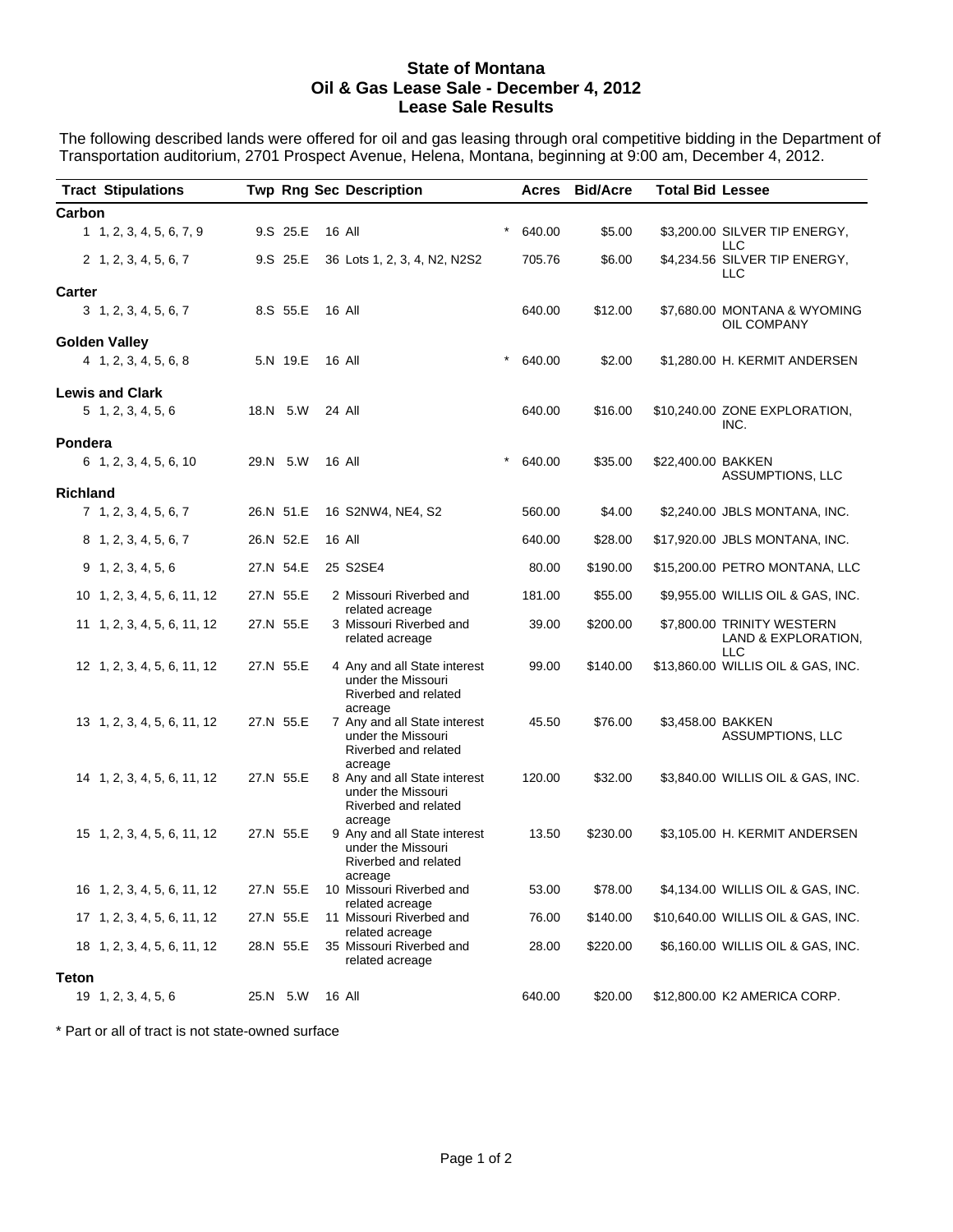# State of Montana
## Oil & Gas Lease Sale - December 4, 2012
## Lease Sale Results

The following described lands were offered for oil and gas leasing through oral competitive bidding in the Department of Transportation auditorium, 2701 Prospect Avenue, Helena, Montana, beginning at 9:00 am, December 4, 2012.

| Tract | Stipulations | Twp | Rng | Sec | Description | | Acres | Bid/Acre | Total Bid | Lessee |
|---|---|---|---|---|---|---|---|---|---|---|
| **Carbon** | | | | | | | | | | |
| 1 | 1, 2, 3, 4, 5, 6, 7, 9 | 9.S | 25.E | 16 | All | * | 640.00 | $5.00 | $3,200.00 | SILVER TIP ENERGY, LLC |
| 2 | 1, 2, 3, 4, 5, 6, 7 | 9.S | 25.E | 36 | Lots 1, 2, 3, 4, N2, N2S2 | | 705.76 | $6.00 | $4,234.56 | SILVER TIP ENERGY, LLC |
| **Carter** | | | | | | | | | | |
| 3 | 1, 2, 3, 4, 5, 6, 7 | 8.S | 55.E | 16 | All | | 640.00 | $12.00 | $7,680.00 | MONTANA & WYOMING OIL COMPANY |
| **Golden Valley** | | | | | | | | | | |
| 4 | 1, 2, 3, 4, 5, 6, 8 | 5.N | 19.E | 16 | All | * | 640.00 | $2.00 | $1,280.00 | H. KERMIT ANDERSEN |
| **Lewis and Clark** | | | | | | | | | | |
| 5 | 1, 2, 3, 4, 5, 6 | 18.N | 5.W | 24 | All | | 640.00 | $16.00 | $10,240.00 | ZONE EXPLORATION, INC. |
| **Pondera** | | | | | | | | | | |
| 6 | 1, 2, 3, 4, 5, 6, 10 | 29.N | 5.W | 16 | All | * | 640.00 | $35.00 | $22,400.00 | BAKKEN ASSUMPTIONS, LLC |
| **Richland** | | | | | | | | | | |
| 7 | 1, 2, 3, 4, 5, 6, 7 | 26.N | 51.E | 16 | S2NW4, NE4, S2 | | 560.00 | $4.00 | $2,240.00 | JBLS MONTANA, INC. |
| 8 | 1, 2, 3, 4, 5, 6, 7 | 26.N | 52.E | 16 | All | | 640.00 | $28.00 | $17,920.00 | JBLS MONTANA, INC. |
| 9 | 1, 2, 3, 4, 5, 6 | 27.N | 54.E | 25 | S2SE4 | | 80.00 | $190.00 | $15,200.00 | PETRO MONTANA, LLC |
| 10 | 1, 2, 3, 4, 5, 6, 11, 12 | 27.N | 55.E | 2 | Missouri Riverbed and related acreage | | 181.00 | $55.00 | $9,955.00 | WILLIS OIL & GAS, INC. |
| 11 | 1, 2, 3, 4, 5, 6, 11, 12 | 27.N | 55.E | 3 | Missouri Riverbed and related acreage | | 39.00 | $200.00 | $7,800.00 | TRINITY WESTERN LAND & EXPLORATION, LLC |
| 12 | 1, 2, 3, 4, 5, 6, 11, 12 | 27.N | 55.E | 4 | Any and all State interest under the Missouri Riverbed and related acreage | | 99.00 | $140.00 | $13,860.00 | WILLIS OIL & GAS, INC. |
| 13 | 1, 2, 3, 4, 5, 6, 11, 12 | 27.N | 55.E | 7 | Any and all State interest under the Missouri Riverbed and related acreage | | 45.50 | $76.00 | $3,458.00 | BAKKEN ASSUMPTIONS, LLC |
| 14 | 1, 2, 3, 4, 5, 6, 11, 12 | 27.N | 55.E | 8 | Any and all State interest under the Missouri Riverbed and related acreage | | 120.00 | $32.00 | $3,840.00 | WILLIS OIL & GAS, INC. |
| 15 | 1, 2, 3, 4, 5, 6, 11, 12 | 27.N | 55.E | 9 | Any and all State interest under the Missouri Riverbed and related acreage | | 13.50 | $230.00 | $3,105.00 | H. KERMIT ANDERSEN |
| 16 | 1, 2, 3, 4, 5, 6, 11, 12 | 27.N | 55.E | 10 | Missouri Riverbed and related acreage | | 53.00 | $78.00 | $4,134.00 | WILLIS OIL & GAS, INC. |
| 17 | 1, 2, 3, 4, 5, 6, 11, 12 | 27.N | 55.E | 11 | Missouri Riverbed and related acreage | | 76.00 | $140.00 | $10,640.00 | WILLIS OIL & GAS, INC. |
| 18 | 1, 2, 3, 4, 5, 6, 11, 12 | 28.N | 55.E | 35 | Missouri Riverbed and related acreage | | 28.00 | $220.00 | $6,160.00 | WILLIS OIL & GAS, INC. |
| **Teton** | | | | | | | | | | |
| 19 | 1, 2, 3, 4, 5, 6 | 25.N | 5.W | 16 | All | | 640.00 | $20.00 | $12,800.00 | K2 AMERICA CORP. |

\* Part or all of tract is not state-owned surface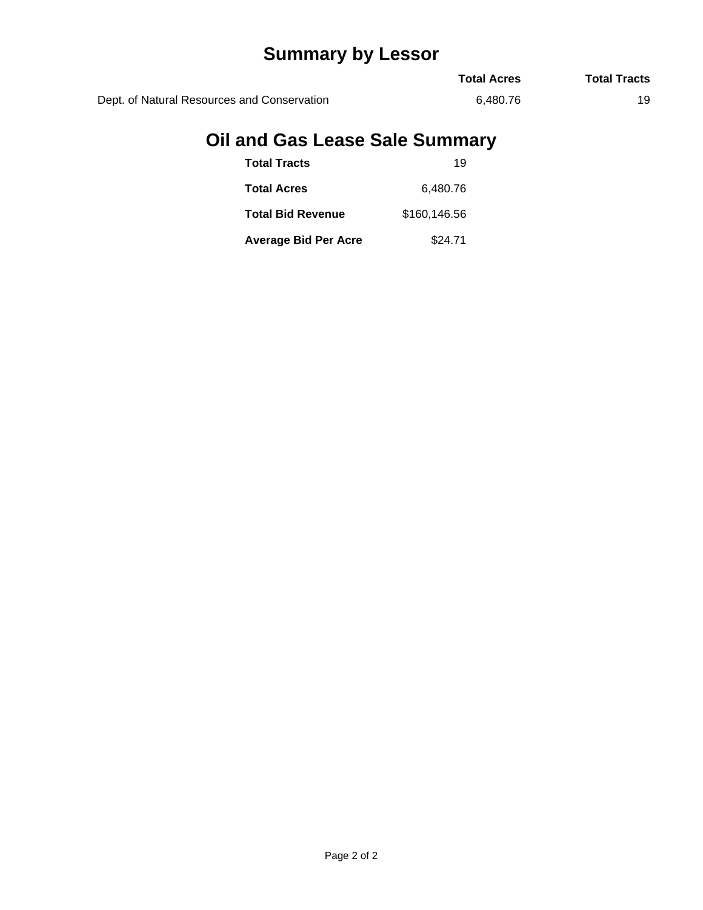## Summary by Lessor

| | Total Acres | Total Tracts |
|---|---|---|
| Dept. of Natural Resources and Conservation | 6,480.76 | 19 |

## Oil and Gas Lease Sale Summary

| | |
|---|---|
| **Total Tracts** | 19 |
| **Total Acres** | 6,480.76 |
| **Total Bid Revenue** | $160,146.56 |
| **Average Bid Per Acre** | $24.71 |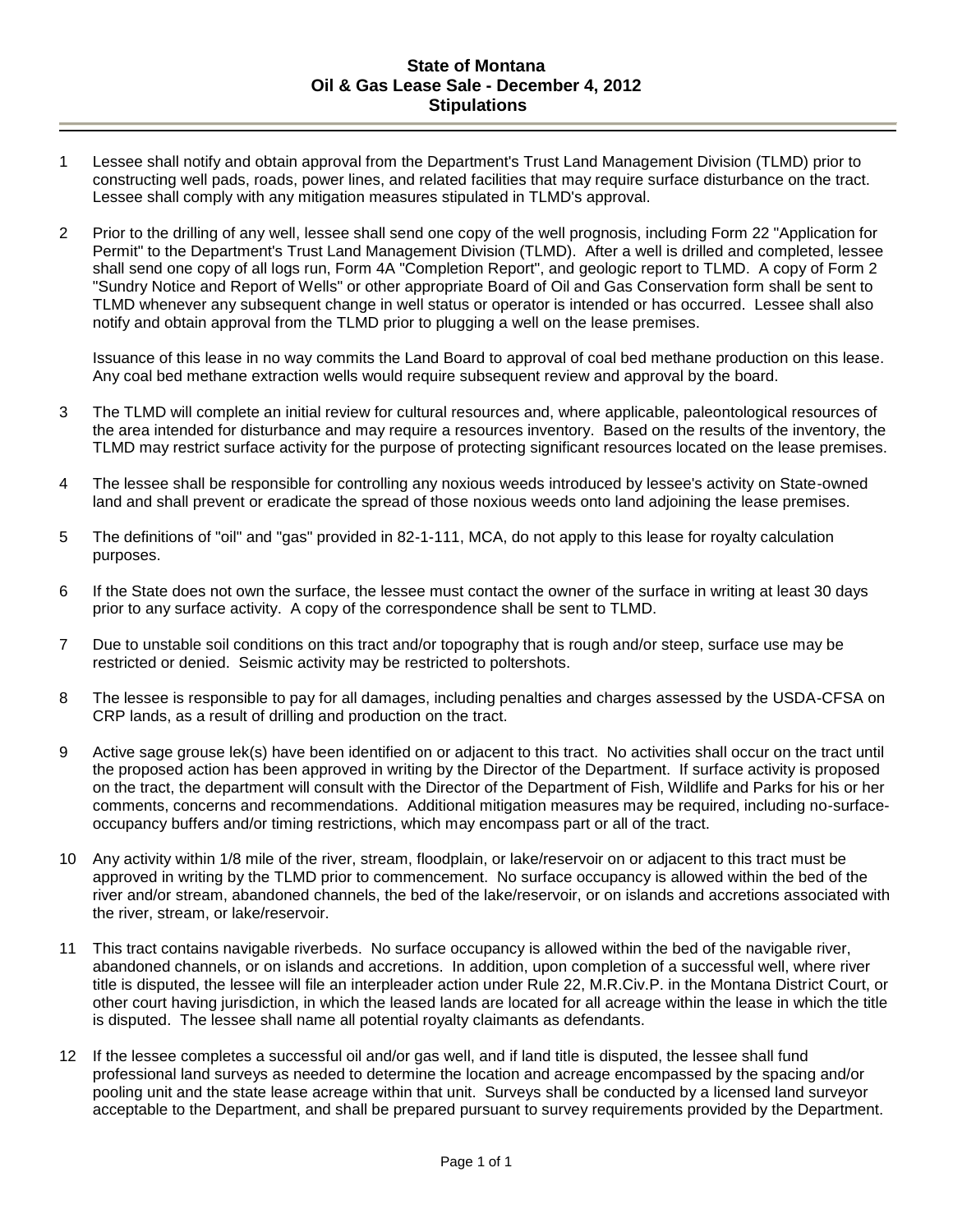# State of Montana
## Oil & Gas Lease Sale - December 4, 2012
## Stipulations

1. Lessee shall notify and obtain approval from the Department's Trust Land Management Division (TLMD) prior to constructing well pads, roads, power lines, and related facilities that may require surface disturbance on the tract. Lessee shall comply with any mitigation measures stipulated in TLMD's approval.

2. Prior to the drilling of any well, lessee shall send one copy of the well prognosis, including Form 22 "Application for Permit" to the Department's Trust Land Management Division (TLMD). After a well is drilled and completed, lessee shall send one copy of all logs run, Form 4A "Completion Report", and geologic report to TLMD. A copy of Form 2 "Sundry Notice and Report of Wells" or other appropriate Board of Oil and Gas Conservation form shall be sent to TLMD whenever any subsequent change in well status or operator is intended or has occurred. Lessee shall also notify and obtain approval from the TLMD prior to plugging a well on the lease premises.

   Issuance of this lease in no way commits the Land Board to approval of coal bed methane production on this lease. Any coal bed methane extraction wells would require subsequent review and approval by the board.

3. The TLMD will complete an initial review for cultural resources and, where applicable, paleontological resources of the area intended for disturbance and may require a resources inventory. Based on the results of the inventory, the TLMD may restrict surface activity for the purpose of protecting significant resources located on the lease premises.

4. The lessee shall be responsible for controlling any noxious weeds introduced by lessee's activity on State-owned land and shall prevent or eradicate the spread of those noxious weeds onto land adjoining the lease premises.

5. The definitions of "oil" and "gas" provided in 82-1-111, MCA, do not apply to this lease for royalty calculation purposes.

6. If the State does not own the surface, the lessee must contact the owner of the surface in writing at least 30 days prior to any surface activity. A copy of the correspondence shall be sent to TLMD.

7. Due to unstable soil conditions on this tract and/or topography that is rough and/or steep, surface use may be restricted or denied. Seismic activity may be restricted to poltershots.

8. The lessee is responsible to pay for all damages, including penalties and charges assessed by the USDA-CFSA on CRP lands, as a result of drilling and production on the tract.

9. Active sage grouse lek(s) have been identified on or adjacent to this tract. No activities shall occur on the tract until the proposed action has been approved in writing by the Director of the Department. If surface activity is proposed on the tract, the department will consult with the Director of the Department of Fish, Wildlife and Parks for his or her comments, concerns and recommendations. Additional mitigation measures may be required, including no-surface-occupancy buffers and/or timing restrictions, which may encompass part or all of the tract.

10. Any activity within 1/8 mile of the river, stream, floodplain, or lake/reservoir on or adjacent to this tract must be approved in writing by the TLMD prior to commencement. No surface occupancy is allowed within the bed of the river and/or stream, abandoned channels, the bed of the lake/reservoir, or on islands and accretions associated with the river, stream, or lake/reservoir.

11. This tract contains navigable riverbeds. No surface occupancy is allowed within the bed of the navigable river, abandoned channels, or on islands and accretions. In addition, upon completion of a successful well, where river title is disputed, the lessee will file an interpleader action under Rule 22, M.R.Civ.P. in the Montana District Court, or other court having jurisdiction, in which the leased lands are located for all acreage within the lease in which the title is disputed. The lessee shall name all potential royalty claimants as defendants.

12. If the lessee completes a successful oil and/or gas well, and if land title is disputed, the lessee shall fund professional land surveys as needed to determine the location and acreage encompassed by the spacing and/or pooling unit and the state lease acreage within that unit. Surveys shall be conducted by a licensed land surveyor acceptable to the Department, and shall be prepared pursuant to survey requirements provided by the Department.